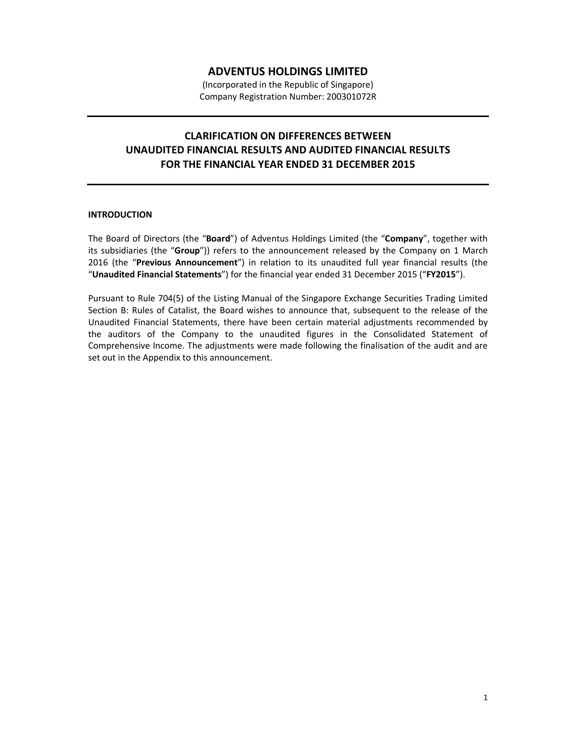# ADVENTUS HOLDINGS LIMITED

(Incorporated in the Republic of Singapore)
Company Registration Number: 200301072R

---

## CLARIFICATION ON DIFFERENCES BETWEEN UNAUDITED FINANCIAL RESULTS AND AUDITED FINANCIAL RESULTS FOR THE FINANCIAL YEAR ENDED 31 DECEMBER 2015

---

### INTRODUCTION

The Board of Directors (the "**Board**") of Adventus Holdings Limited (the "**Company**", together with its subsidiaries (the "**Group**")) refers to the announcement released by the Company on 1 March 2016 (the "**Previous Announcement**") in relation to its unaudited full year financial results (the "**Unaudited Financial Statements**") for the financial year ended 31 December 2015 ("**FY2015**").

Pursuant to Rule 704(5) of the Listing Manual of the Singapore Exchange Securities Trading Limited Section B: Rules of Catalist, the Board wishes to announce that, subsequent to the release of the Unaudited Financial Statements, there have been certain material adjustments recommended by the auditors of the Company to the unaudited figures in the Consolidated Statement of Comprehensive Income. The adjustments were made following the finalisation of the audit and are set out in the Appendix to this announcement.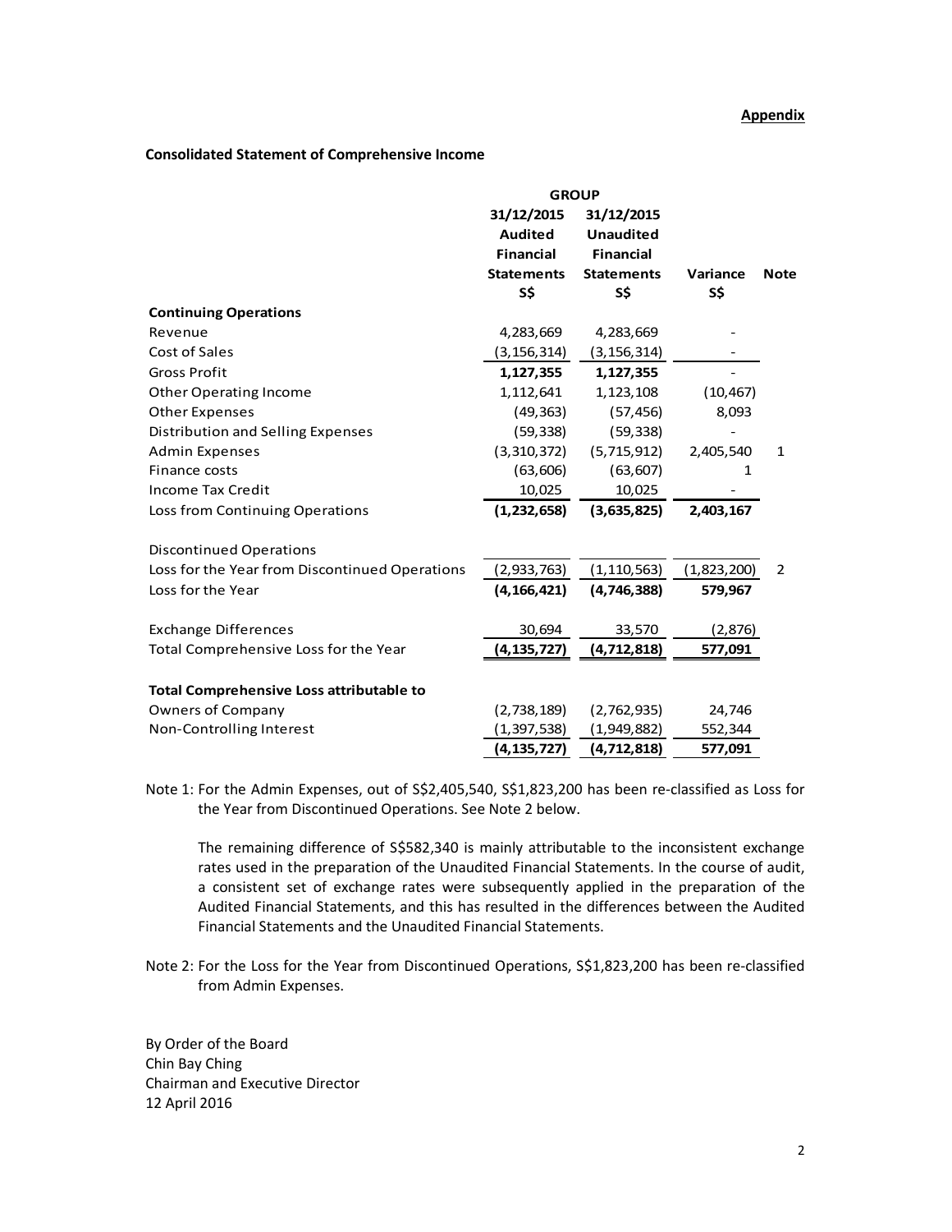**Appendix**

**Consolidated Statement of Comprehensive Income**

| | GROUP | | | |
|---|---|---|---|---|
| | **31/12/2015 Audited Financial Statements S$** | **31/12/2015 Unaudited Financial Statements S$** | **Variance S$** | **Note** |
| **Continuing Operations** | | | | |
| Revenue | 4,283,669 | 4,283,669 | - | |
| Cost of Sales | (3,156,314) | (3,156,314) | - | |
| Gross Profit | **1,127,355** | **1,127,355** | - | |
| Other Operating Income | 1,112,641 | 1,123,108 | (10,467) | |
| Other Expenses | (49,363) | (57,456) | 8,093 | |
| Distribution and Selling Expenses | (59,338) | (59,338) | - | |
| Admin Expenses | (3,310,372) | (5,715,912) | 2,405,540 | 1 |
| Finance costs | (63,606) | (63,607) | 1 | |
| Income Tax Credit | 10,025 | 10,025 | - | |
| Loss from Continuing Operations | **(1,232,658)** | **(3,635,825)** | **2,403,167** | |
| Discontinued Operations | | | | |
| Loss for the Year from Discontinued Operations | (2,933,763) | (1,110,563) | (1,823,200) | 2 |
| Loss for the Year | **(4,166,421)** | **(4,746,388)** | **579,967** | |
| Exchange Differences | 30,694 | 33,570 | (2,876) | |
| Total Comprehensive Loss for the Year | **(4,135,727)** | **(4,712,818)** | **577,091** | |
| **Total Comprehensive Loss attributable to** | | | | |
| Owners of Company | (2,738,189) | (2,762,935) | 24,746 | |
| Non-Controlling Interest | (1,397,538) | (1,949,882) | 552,344 | |
| | **(4,135,727)** | **(4,712,818)** | **577,091** | |

Note 1: For the Admin Expenses, out of S$2,405,540, S$1,823,200 has been re-classified as Loss for the Year from Discontinued Operations. See Note 2 below.

The remaining difference of S$582,340 is mainly attributable to the inconsistent exchange rates used in the preparation of the Unaudited Financial Statements. In the course of audit, a consistent set of exchange rates were subsequently applied in the preparation of the Audited Financial Statements, and this has resulted in the differences between the Audited Financial Statements and the Unaudited Financial Statements.

Note 2: For the Loss for the Year from Discontinued Operations, S$1,823,200 has been re-classified from Admin Expenses.

By Order of the Board
Chin Bay Ching
Chairman and Executive Director
12 April 2016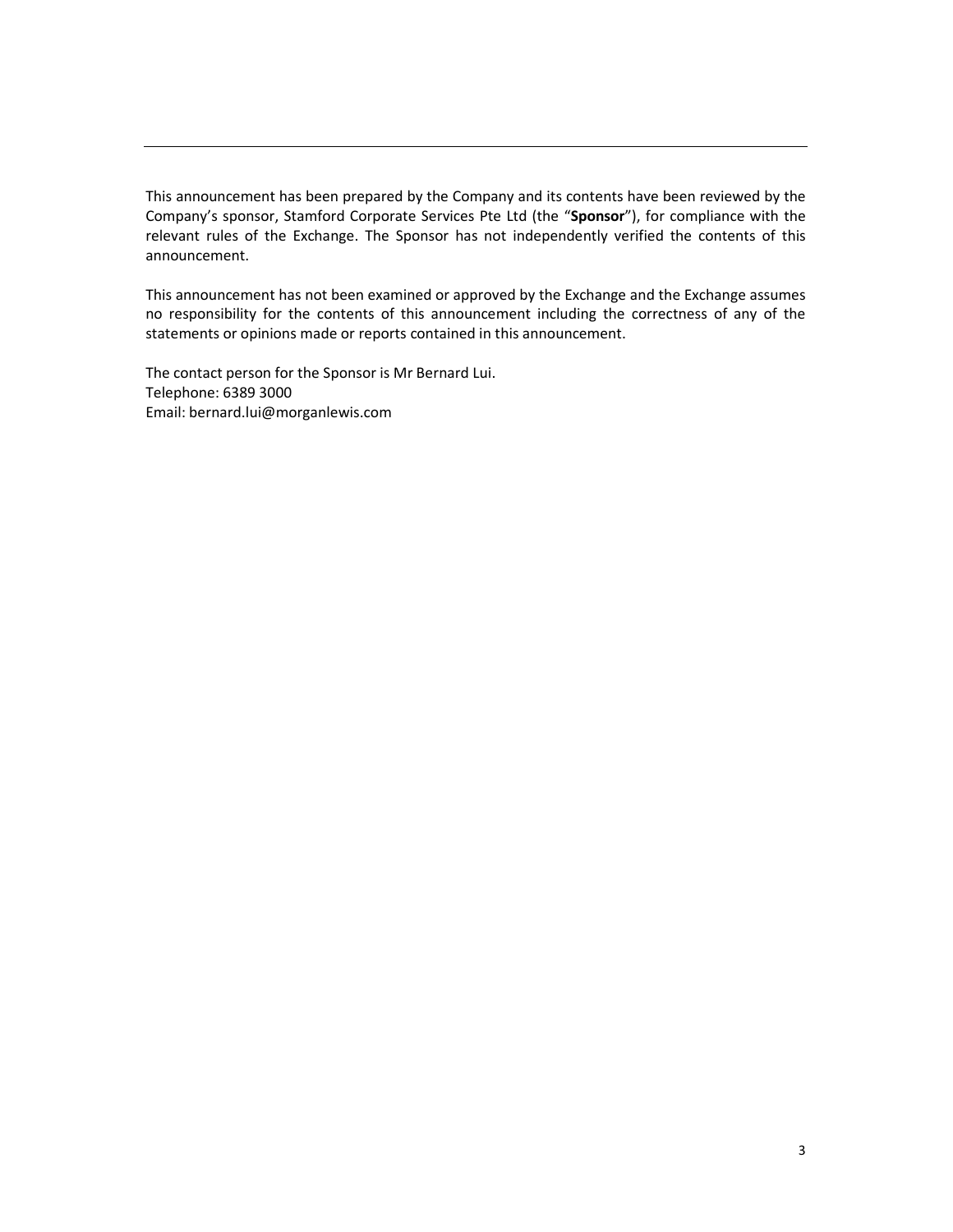---

This announcement has been prepared by the Company and its contents have been reviewed by the Company's sponsor, Stamford Corporate Services Pte Ltd (the "**Sponsor**"), for compliance with the relevant rules of the Exchange. The Sponsor has not independently verified the contents of this announcement.

This announcement has not been examined or approved by the Exchange and the Exchange assumes no responsibility for the contents of this announcement including the correctness of any of the statements or opinions made or reports contained in this announcement.

The contact person for the Sponsor is Mr Bernard Lui.
Telephone: 6389 3000
Email: bernard.lui@morganlewis.com